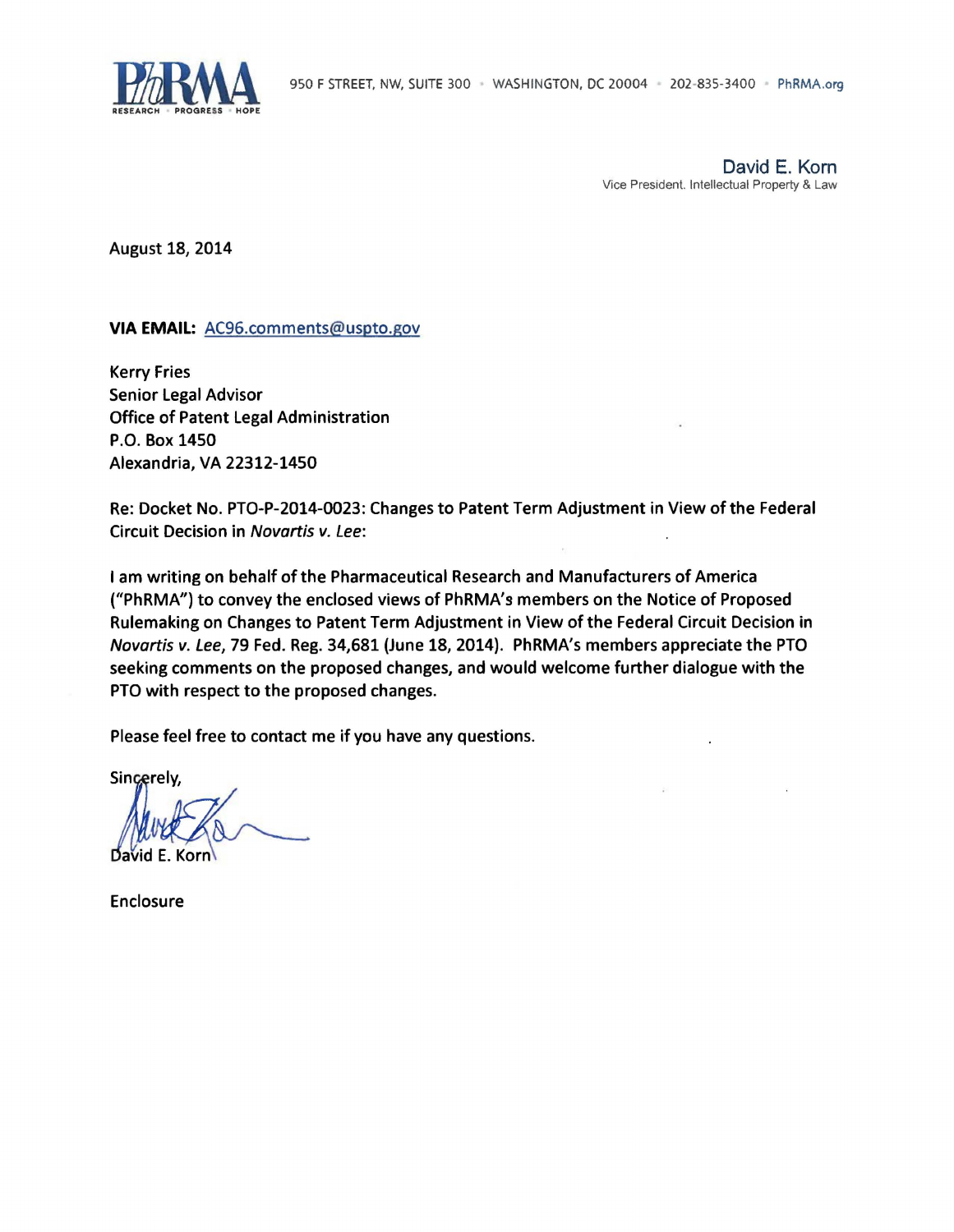PhRMA
RESEARCH · PROGRESS · HOPE

950 F STREET, NW, SUITE 300 · WASHINGTON, DC 20004 · 202-835-3400 · PhRMA.org

**David E. Korn**
Vice President, Intellectual Property & Law

August 18, 2014

**VIA EMAIL:** AC96.comments@uspto.gov

Kerry Fries
Senior Legal Advisor
Office of Patent Legal Administration
P.O. Box 1450
Alexandria, VA 22312-1450

Re: Docket No. PTO-P-2014-0023: Changes to Patent Term Adjustment in View of the Federal Circuit Decision in *Novartis v. Lee*:

I am writing on behalf of the Pharmaceutical Research and Manufacturers of America ("PhRMA") to convey the enclosed views of PhRMA's members on the Notice of Proposed Rulemaking on Changes to Patent Term Adjustment in View of the Federal Circuit Decision in *Novartis v. Lee*, 79 Fed. Reg. 34,681 (June 18, 2014). PhRMA's members appreciate the PTO seeking comments on the proposed changes, and would welcome further dialogue with the PTO with respect to the proposed changes.

Please feel free to contact me if you have any questions.

Sincerely,

David E. Korn

Enclosure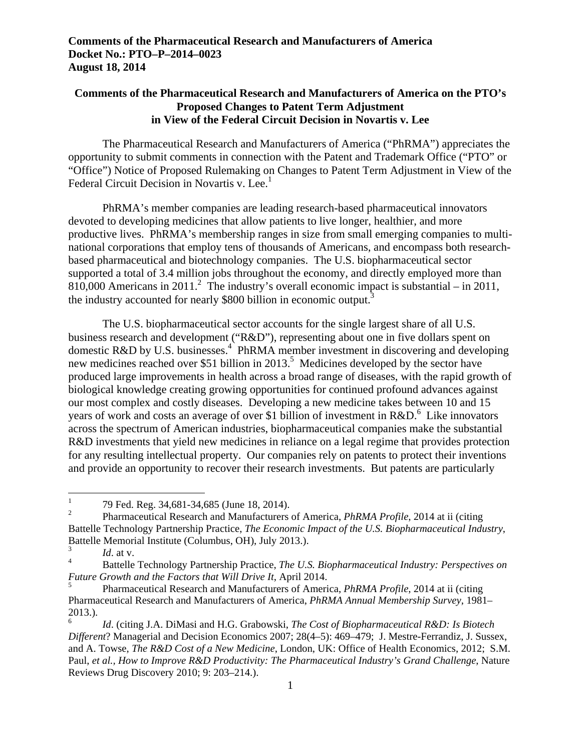**Comments of the Pharmaceutical Research and Manufacturers of America**
**Docket No.: PTO–P–2014–0023**
**August 18, 2014**

## Comments of the Pharmaceutical Research and Manufacturers of America on the PTO's Proposed Changes to Patent Term Adjustment in View of the Federal Circuit Decision in Novartis v. Lee

The Pharmaceutical Research and Manufacturers of America ("PhRMA") appreciates the opportunity to submit comments in connection with the Patent and Trademark Office ("PTO" or "Office") Notice of Proposed Rulemaking on Changes to Patent Term Adjustment in View of the Federal Circuit Decision in Novartis v. Lee.[1]

PhRMA's member companies are leading research-based pharmaceutical innovators devoted to developing medicines that allow patients to live longer, healthier, and more productive lives. PhRMA's membership ranges in size from small emerging companies to multi-national corporations that employ tens of thousands of Americans, and encompass both research-based pharmaceutical and biotechnology companies. The U.S. biopharmaceutical sector supported a total of 3.4 million jobs throughout the economy, and directly employed more than 810,000 Americans in 2011.[2] The industry's overall economic impact is substantial – in 2011, the industry accounted for nearly $800 billion in economic output.[3]

The U.S. biopharmaceutical sector accounts for the single largest share of all U.S. business research and development ("R&D"), representing about one in five dollars spent on domestic R&D by U.S. businesses.[4] PhRMA member investment in discovering and developing new medicines reached over $51 billion in 2013.[5] Medicines developed by the sector have produced large improvements in health across a broad range of diseases, with the rapid growth of biological knowledge creating growing opportunities for continued profound advances against our most complex and costly diseases. Developing a new medicine takes between 10 and 15 years of work and costs an average of over $1 billion of investment in R&D.[6] Like innovators across the spectrum of American industries, biopharmaceutical companies make the substantial R&D investments that yield new medicines in reliance on a legal regime that provides protection for any resulting intellectual property. Our companies rely on patents to protect their inventions and provide an opportunity to recover their research investments. But patents are particularly

---

[1] 79 Fed. Reg. 34,681-34,685 (June 18, 2014).

[2] Pharmaceutical Research and Manufacturers of America, *PhRMA Profile*, 2014 at ii (citing Battelle Technology Partnership Practice, *The Economic Impact of the U.S. Biopharmaceutical Industry*, Battelle Memorial Institute (Columbus, OH), July 2013.).

[3] *Id*. at v.

[4] Battelle Technology Partnership Practice, *The U.S. Biopharmaceutical Industry: Perspectives on Future Growth and the Factors that Will Drive It*, April 2014.

[5] Pharmaceutical Research and Manufacturers of America, *PhRMA Profile*, 2014 at ii (citing Pharmaceutical Research and Manufacturers of America, *PhRMA Annual Membership Survey*, 1981–2013.).

[6] *Id*. (citing J.A. DiMasi and H.G. Grabowski, *The Cost of Biopharmaceutical R&D: Is Biotech Different*? Managerial and Decision Economics 2007; 28(4–5): 469–479; J. Mestre-Ferrandiz, J. Sussex, and A. Towse, *The R&D Cost of a New Medicine*, London, UK: Office of Health Economics, 2012; S.M. Paul, *et al., How to Improve R&D Productivity: The Pharmaceutical Industry's Grand Challenge*, Nature Reviews Drug Discovery 2010; 9: 203–214.).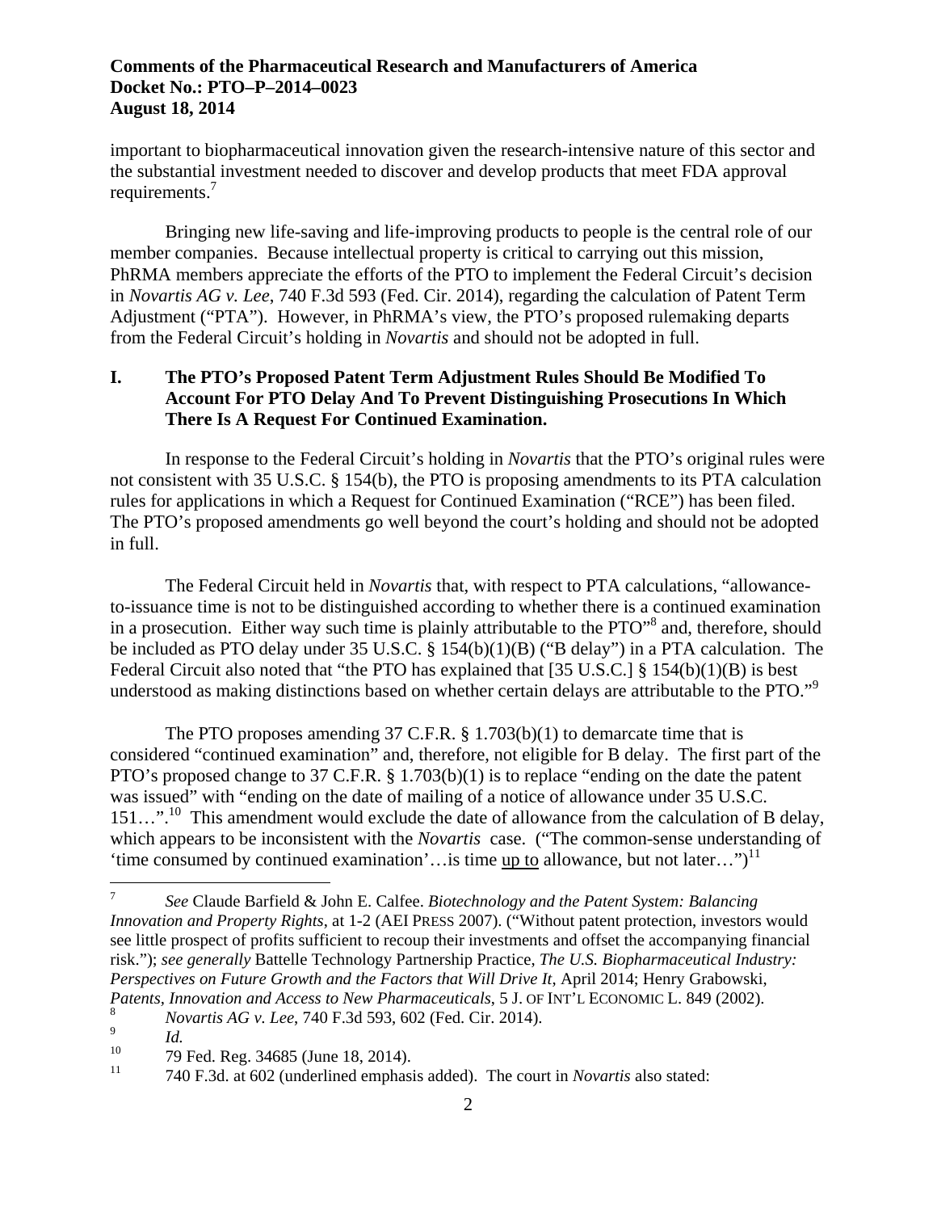important to biopharmaceutical innovation given the research-intensive nature of this sector and the substantial investment needed to discover and develop products that meet FDA approval requirements.[7]

Bringing new life-saving and life-improving products to people is the central role of our member companies. Because intellectual property is critical to carrying out this mission, PhRMA members appreciate the efforts of the PTO to implement the Federal Circuit's decision in *Novartis AG v. Lee*, 740 F.3d 593 (Fed. Cir. 2014), regarding the calculation of Patent Term Adjustment ("PTA"). However, in PhRMA's view, the PTO's proposed rulemaking departs from the Federal Circuit's holding in *Novartis* and should not be adopted in full.

## I. The PTO's Proposed Patent Term Adjustment Rules Should Be Modified To Account For PTO Delay And To Prevent Distinguishing Prosecutions In Which There Is A Request For Continued Examination.

In response to the Federal Circuit's holding in *Novartis* that the PTO's original rules were not consistent with 35 U.S.C. § 154(b), the PTO is proposing amendments to its PTA calculation rules for applications in which a Request for Continued Examination ("RCE") has been filed. The PTO's proposed amendments go well beyond the court's holding and should not be adopted in full.

The Federal Circuit held in *Novartis* that, with respect to PTA calculations, "allowance-to-issuance time is not to be distinguished according to whether there is a continued examination in a prosecution. Either way such time is plainly attributable to the PTO"[8] and, therefore, should be included as PTO delay under 35 U.S.C. § 154(b)(1)(B) ("B delay") in a PTA calculation. The Federal Circuit also noted that "the PTO has explained that [35 U.S.C.] § 154(b)(1)(B) is best understood as making distinctions based on whether certain delays are attributable to the PTO."[9]

The PTO proposes amending 37 C.F.R. § 1.703(b)(1) to demarcate time that is considered "continued examination" and, therefore, not eligible for B delay. The first part of the PTO's proposed change to 37 C.F.R. § 1.703(b)(1) is to replace "ending on the date the patent was issued" with "ending on the date of mailing of a notice of allowance under 35 U.S.C. 151…".[10] This amendment would exclude the date of allowance from the calculation of B delay, which appears to be inconsistent with the *Novartis* case. ("The common-sense understanding of 'time consumed by continued examination'…is time <u>up to</u> allowance, but not later…")[11]

---

[7] *See* Claude Barfield & John E. Calfee. *Biotechnology and the Patent System: Balancing Innovation and Property Rights*, at 1-2 (AEI PRESS 2007). ("Without patent protection, investors would see little prospect of profits sufficient to recoup their investments and offset the accompanying financial risk."); *see generally* Battelle Technology Partnership Practice, *The U.S. Biopharmaceutical Industry: Perspectives on Future Growth and the Factors that Will Drive It*, April 2014; Henry Grabowski, *Patents, Innovation and Access to New Pharmaceuticals*, 5 J. OF INT'L ECONOMIC L. 849 (2002).

[8] *Novartis AG v. Lee*, 740 F.3d 593, 602 (Fed. Cir. 2014).

[9] *Id.*

[10] 79 Fed. Reg. 34685 (June 18, 2014).

[11] 740 F.3d. at 602 (underlined emphasis added). The court in *Novartis* also stated: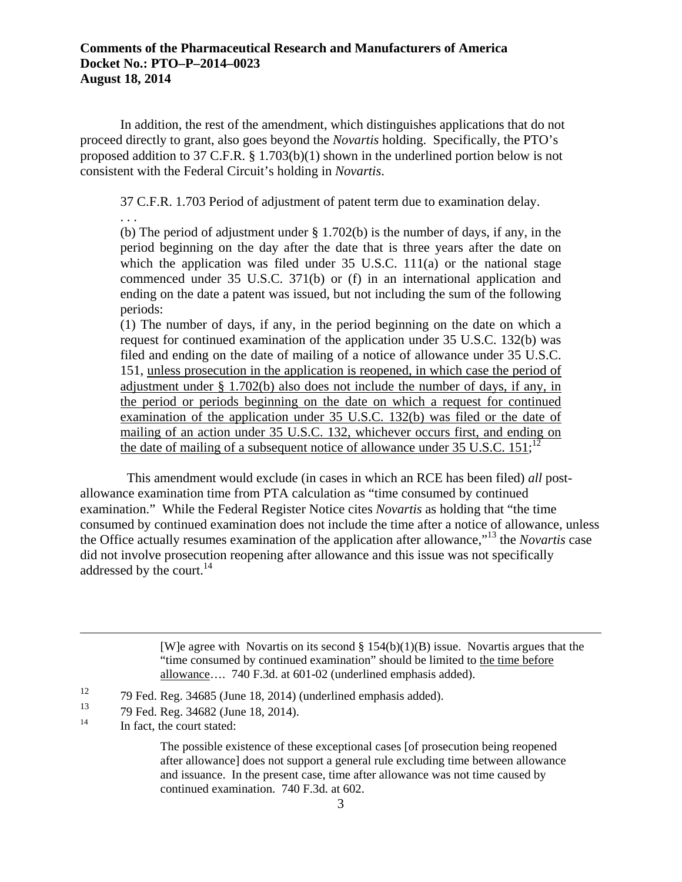In addition, the rest of the amendment, which distinguishes applications that do not proceed directly to grant, also goes beyond the *Novartis* holding. Specifically, the PTO's proposed addition to 37 C.F.R. § 1.703(b)(1) shown in the underlined portion below is not consistent with the Federal Circuit's holding in *Novartis*.

> 37 C.F.R. 1.703 Period of adjustment of patent term due to examination delay.
>
> . . .
>
> (b) The period of adjustment under § 1.702(b) is the number of days, if any, in the period beginning on the day after the date that is three years after the date on which the application was filed under 35 U.S.C. 111(a) or the national stage commenced under 35 U.S.C. 371(b) or (f) in an international application and ending on the date a patent was issued, but not including the sum of the following periods:
>
> (1) The number of days, if any, in the period beginning on the date on which a request for continued examination of the application under 35 U.S.C. 132(b) was filed and ending on the date of mailing of a notice of allowance under 35 U.S.C. 151, <u>unless prosecution in the application is reopened, in which case the period of adjustment under § 1.702(b) also does not include the number of days, if any, in the period or periods beginning on the date on which a request for continued examination of the application under 35 U.S.C. 132(b) was filed or the date of mailing of an action under 35 U.S.C. 132, whichever occurs first, and ending on the date of mailing of a subsequent notice of allowance under 35 U.S.C. 151</u>;[12]

This amendment would exclude (in cases in which an RCE has been filed) *all* post-allowance examination time from PTA calculation as "time consumed by continued examination." While the Federal Register Notice cites *Novartis* as holding that "the time consumed by continued examination does not include the time after a notice of allowance, unless the Office actually resumes examination of the application after allowance,"[13] the *Novartis* case did not involve prosecution reopening after allowance and this issue was not specifically addressed by the court.[14]

---

> [W]e agree with Novartis on its second § 154(b)(1)(B) issue. Novartis argues that the "time consumed by continued examination" should be limited to <u>the time before allowance</u>.... 740 F.3d. at 601-02 (underlined emphasis added).

[12] 79 Fed. Reg. 34685 (June 18, 2014) (underlined emphasis added).

[13] 79 Fed. Reg. 34682 (June 18, 2014).

[14] In fact, the court stated:

> The possible existence of these exceptional cases [of prosecution being reopened after allowance] does not support a general rule excluding time between allowance and issuance. In the present case, time after allowance was not time caused by continued examination. 740 F.3d. at 602.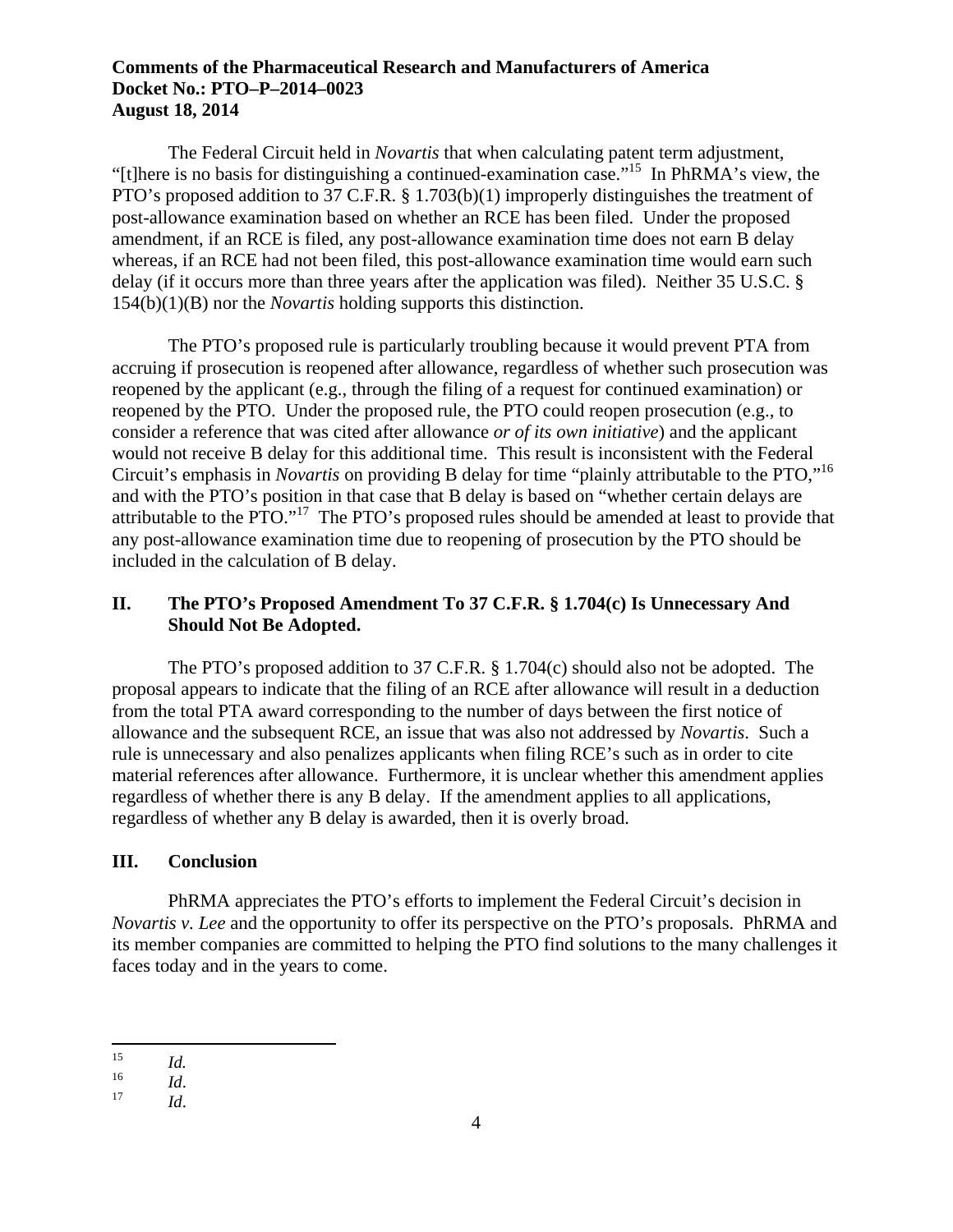The Federal Circuit held in *Novartis* that when calculating patent term adjustment, "[t]here is no basis for distinguishing a continued-examination case."[15] In PhRMA's view, the PTO's proposed addition to 37 C.F.R. § 1.703(b)(1) improperly distinguishes the treatment of post-allowance examination based on whether an RCE has been filed. Under the proposed amendment, if an RCE is filed, any post-allowance examination time does not earn B delay whereas, if an RCE had not been filed, this post-allowance examination time would earn such delay (if it occurs more than three years after the application was filed). Neither 35 U.S.C. § 154(b)(1)(B) nor the *Novartis* holding supports this distinction.

The PTO's proposed rule is particularly troubling because it would prevent PTA from accruing if prosecution is reopened after allowance, regardless of whether such prosecution was reopened by the applicant (e.g., through the filing of a request for continued examination) or reopened by the PTO. Under the proposed rule, the PTO could reopen prosecution (e.g., to consider a reference that was cited after allowance *or of its own initiative*) and the applicant would not receive B delay for this additional time. This result is inconsistent with the Federal Circuit's emphasis in *Novartis* on providing B delay for time "plainly attributable to the PTO,"[16] and with the PTO's position in that case that B delay is based on "whether certain delays are attributable to the PTO."[17] The PTO's proposed rules should be amended at least to provide that any post-allowance examination time due to reopening of prosecution by the PTO should be included in the calculation of B delay.

## II. The PTO's Proposed Amendment To 37 C.F.R. § 1.704(c) Is Unnecessary And Should Not Be Adopted.

The PTO's proposed addition to 37 C.F.R. § 1.704(c) should also not be adopted. The proposal appears to indicate that the filing of an RCE after allowance will result in a deduction from the total PTA award corresponding to the number of days between the first notice of allowance and the subsequent RCE, an issue that was also not addressed by *Novartis*. Such a rule is unnecessary and also penalizes applicants when filing RCE's such as in order to cite material references after allowance. Furthermore, it is unclear whether this amendment applies regardless of whether there is any B delay. If the amendment applies to all applications, regardless of whether any B delay is awarded, then it is overly broad.

## III. Conclusion

PhRMA appreciates the PTO's efforts to implement the Federal Circuit's decision in *Novartis v. Lee* and the opportunity to offer its perspective on the PTO's proposals. PhRMA and its member companies are committed to helping the PTO find solutions to the many challenges it faces today and in the years to come.

---

[15] *Id.*

[16] *Id*.

[17] *Id*.